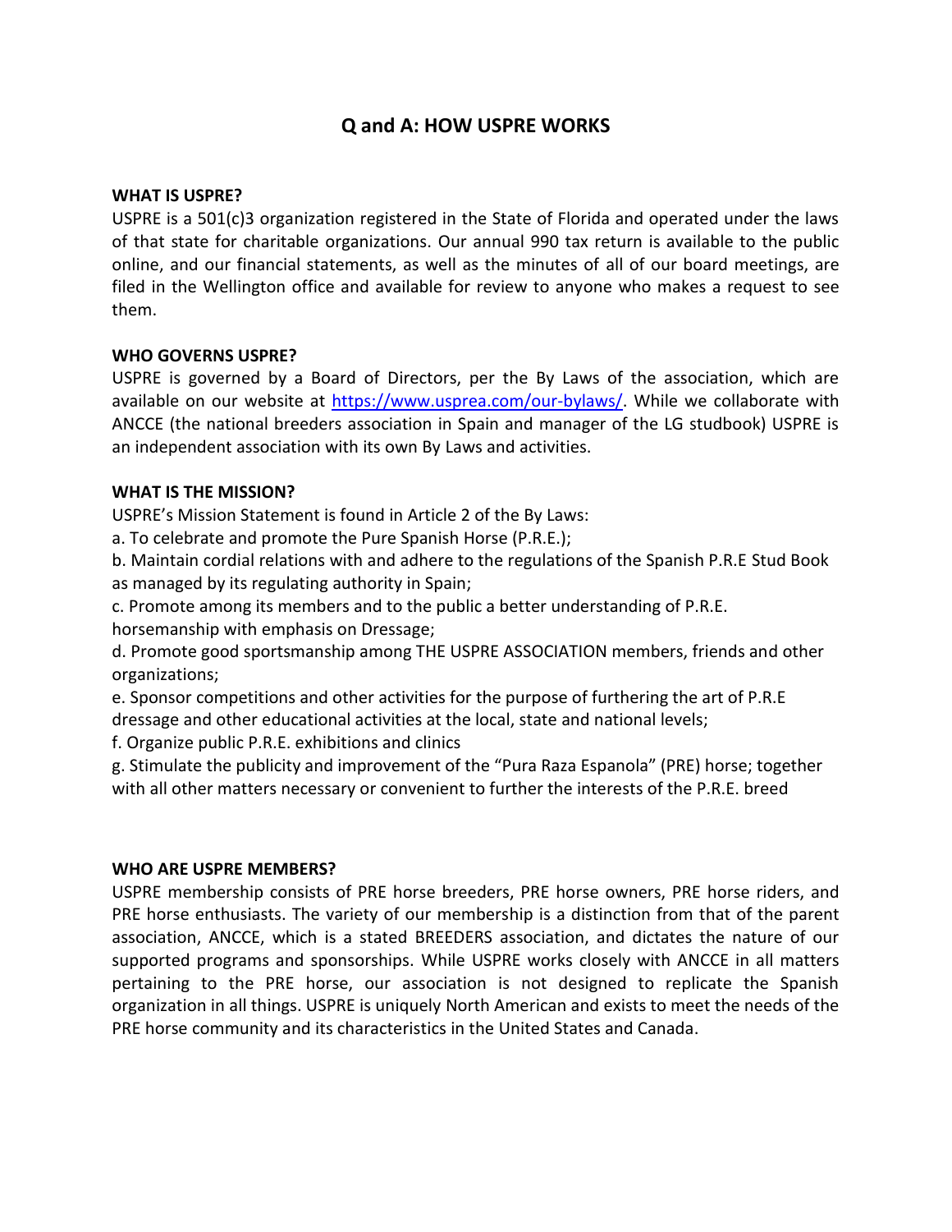# Q and A: HOW USPRE WORKS

**WHAT IS USPRE?**

USPRE is a 501(c)3 organization registered in the State of Florida and operated under the laws of that state for charitable organizations. Our annual 990 tax return is available to the public online, and our financial statements, as well as the minutes of all of our board meetings, are filed in the Wellington office and available for review to anyone who makes a request to see them.

**WHO GOVERNS USPRE?**

USPRE is governed by a Board of Directors, per the By Laws of the association, which are available on our website at [https://www.usprea.com/our-bylaws/](https://www.usprea.com/our-bylaws/). While we collaborate with ANCCE (the national breeders association in Spain and manager of the LG studbook) USPRE is an independent association with its own By Laws and activities.

**WHAT IS THE MISSION?**

USPRE's Mission Statement is found in Article 2 of the By Laws:

a. To celebrate and promote the Pure Spanish Horse (P.R.E.);

b. Maintain cordial relations with and adhere to the regulations of the Spanish P.R.E Stud Book as managed by its regulating authority in Spain;

c. Promote among its members and to the public a better understanding of P.R.E. horsemanship with emphasis on Dressage;

d. Promote good sportsmanship among THE USPRE ASSOCIATION members, friends and other organizations;

e. Sponsor competitions and other activities for the purpose of furthering the art of P.R.E dressage and other educational activities at the local, state and national levels;

f. Organize public P.R.E. exhibitions and clinics

g. Stimulate the publicity and improvement of the "Pura Raza Espanola" (PRE) horse; together with all other matters necessary or convenient to further the interests of the P.R.E. breed

**WHO ARE USPRE MEMBERS?**

USPRE membership consists of PRE horse breeders, PRE horse owners, PRE horse riders, and PRE horse enthusiasts. The variety of our membership is a distinction from that of the parent association, ANCCE, which is a stated BREEDERS association, and dictates the nature of our supported programs and sponsorships. While USPRE works closely with ANCCE in all matters pertaining to the PRE horse, our association is not designed to replicate the Spanish organization in all things. USPRE is uniquely North American and exists to meet the needs of the PRE horse community and its characteristics in the United States and Canada.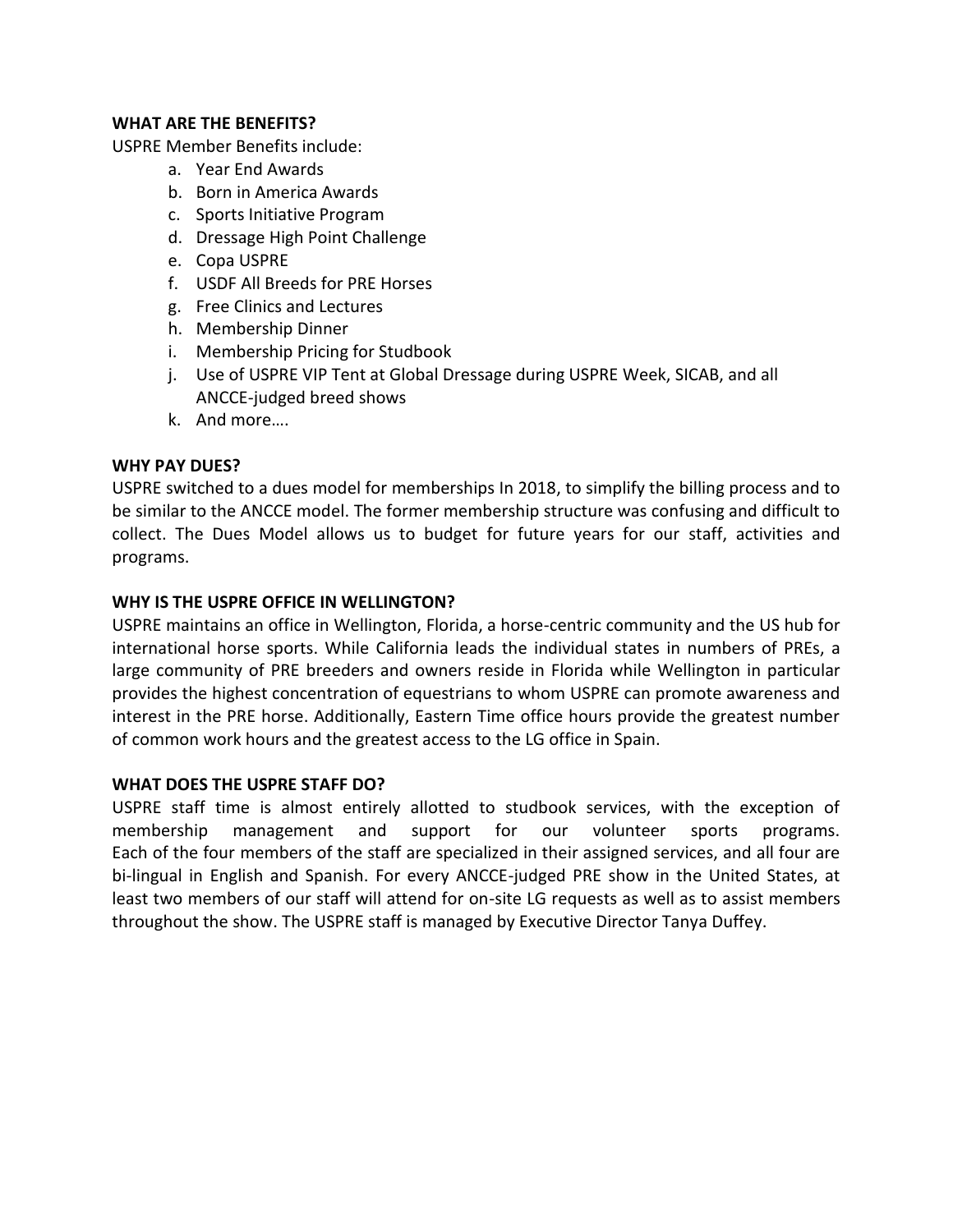**WHAT ARE THE BENEFITS?**

USPRE Member Benefits include:

a. Year End Awards
b. Born in America Awards
c. Sports Initiative Program
d. Dressage High Point Challenge
e. Copa USPRE
f. USDF All Breeds for PRE Horses
g. Free Clinics and Lectures
h. Membership Dinner
i. Membership Pricing for Studbook
j. Use of USPRE VIP Tent at Global Dressage during USPRE Week, SICAB, and all ANCCE-judged breed shows
k. And more….

**WHY PAY DUES?**

USPRE switched to a dues model for memberships In 2018, to simplify the billing process and to be similar to the ANCCE model. The former membership structure was confusing and difficult to collect. The Dues Model allows us to budget for future years for our staff, activities and programs.

**WHY IS THE USPRE OFFICE IN WELLINGTON?**

USPRE maintains an office in Wellington, Florida, a horse-centric community and the US hub for international horse sports. While California leads the individual states in numbers of PREs, a large community of PRE breeders and owners reside in Florida while Wellington in particular provides the highest concentration of equestrians to whom USPRE can promote awareness and interest in the PRE horse. Additionally, Eastern Time office hours provide the greatest number of common work hours and the greatest access to the LG office in Spain.

**WHAT DOES THE USPRE STAFF DO?**

USPRE staff time is almost entirely allotted to studbook services, with the exception of membership management and support for our volunteer sports programs. Each of the four members of the staff are specialized in their assigned services, and all four are bi-lingual in English and Spanish. For every ANCCE-judged PRE show in the United States, at least two members of our staff will attend for on-site LG requests as well as to assist members throughout the show. The USPRE staff is managed by Executive Director Tanya Duffey.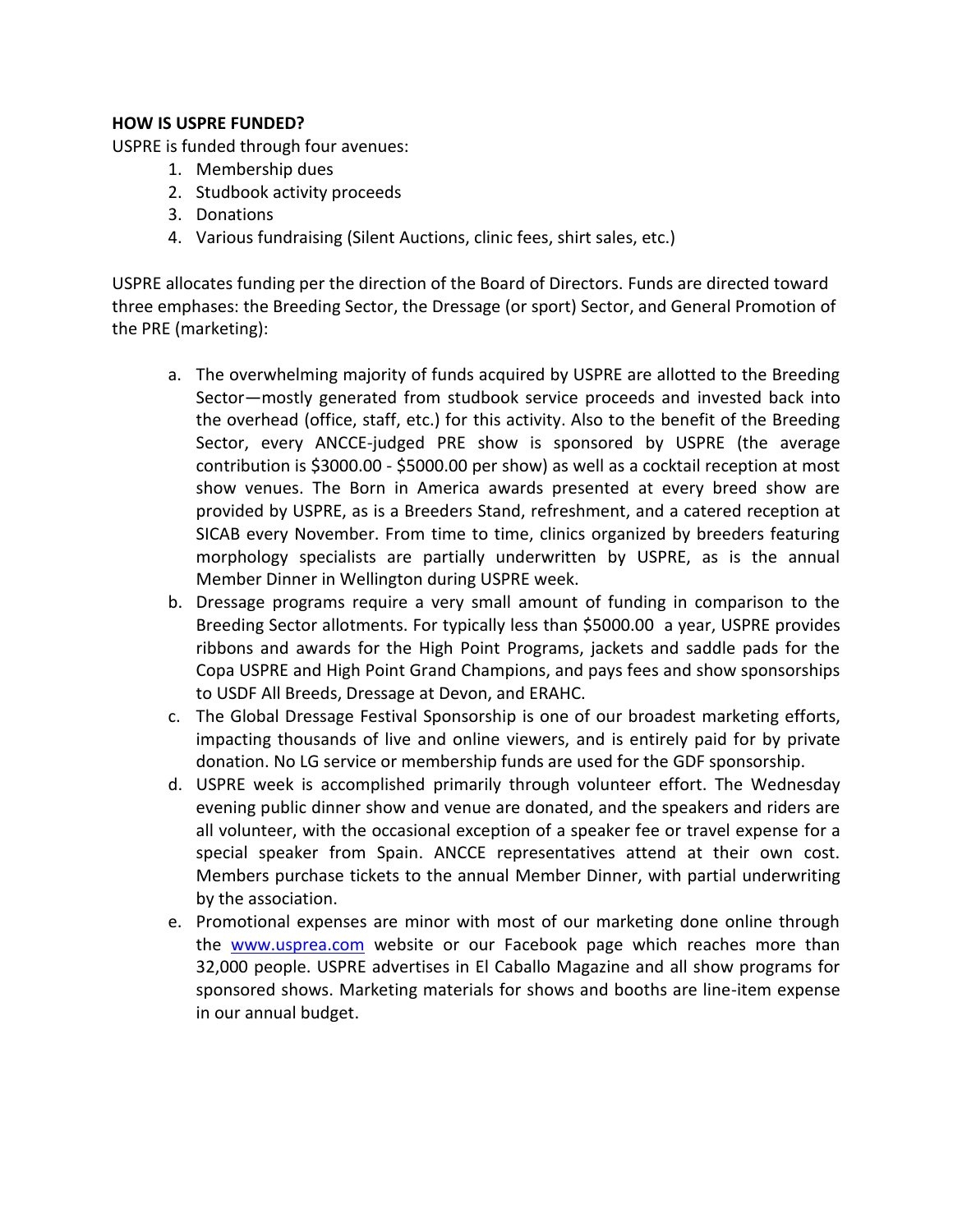**HOW IS USPRE FUNDED?**

USPRE is funded through four avenues:

1. Membership dues
2. Studbook activity proceeds
3. Donations
4. Various fundraising (Silent Auctions, clinic fees, shirt sales, etc.)

USPRE allocates funding per the direction of the Board of Directors. Funds are directed toward three emphases: the Breeding Sector, the Dressage (or sport) Sector, and General Promotion of the PRE (marketing):

a. The overwhelming majority of funds acquired by USPRE are allotted to the Breeding Sector—mostly generated from studbook service proceeds and invested back into the overhead (office, staff, etc.) for this activity. Also to the benefit of the Breeding Sector, every ANCCE-judged PRE show is sponsored by USPRE (the average contribution is $3000.00 - $5000.00 per show) as well as a cocktail reception at most show venues. The Born in America awards presented at every breed show are provided by USPRE, as is a Breeders Stand, refreshment, and a catered reception at SICAB every November. From time to time, clinics organized by breeders featuring morphology specialists are partially underwritten by USPRE, as is the annual Member Dinner in Wellington during USPRE week.

b. Dressage programs require a very small amount of funding in comparison to the Breeding Sector allotments. For typically less than $5000.00 a year, USPRE provides ribbons and awards for the High Point Programs, jackets and saddle pads for the Copa USPRE and High Point Grand Champions, and pays fees and show sponsorships to USDF All Breeds, Dressage at Devon, and ERAHC.

c. The Global Dressage Festival Sponsorship is one of our broadest marketing efforts, impacting thousands of live and online viewers, and is entirely paid for by private donation. No LG service or membership funds are used for the GDF sponsorship.

d. USPRE week is accomplished primarily through volunteer effort. The Wednesday evening public dinner show and venue are donated, and the speakers and riders are all volunteer, with the occasional exception of a speaker fee or travel expense for a special speaker from Spain. ANCCE representatives attend at their own cost. Members purchase tickets to the annual Member Dinner, with partial underwriting by the association.

e. Promotional expenses are minor with most of our marketing done online through the [www.usprea.com](http://www.usprea.com) website or our Facebook page which reaches more than 32,000 people. USPRE advertises in El Caballo Magazine and all show programs for sponsored shows. Marketing materials for shows and booths are line-item expense in our annual budget.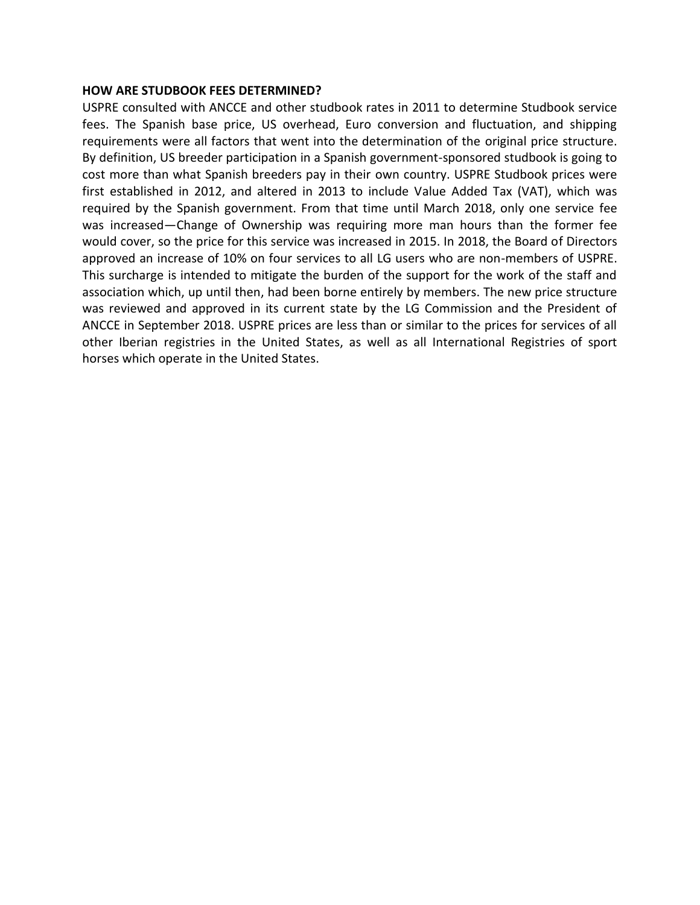**HOW ARE STUDBOOK FEES DETERMINED?**

USPRE consulted with ANCCE and other studbook rates in 2011 to determine Studbook service fees. The Spanish base price, US overhead, Euro conversion and fluctuation, and shipping requirements were all factors that went into the determination of the original price structure. By definition, US breeder participation in a Spanish government-sponsored studbook is going to cost more than what Spanish breeders pay in their own country. USPRE Studbook prices were first established in 2012, and altered in 2013 to include Value Added Tax (VAT), which was required by the Spanish government. From that time until March 2018, only one service fee was increased—Change of Ownership was requiring more man hours than the former fee would cover, so the price for this service was increased in 2015. In 2018, the Board of Directors approved an increase of 10% on four services to all LG users who are non-members of USPRE. This surcharge is intended to mitigate the burden of the support for the work of the staff and association which, up until then, had been borne entirely by members. The new price structure was reviewed and approved in its current state by the LG Commission and the President of ANCCE in September 2018. USPRE prices are less than or similar to the prices for services of all other Iberian registries in the United States, as well as all International Registries of sport horses which operate in the United States.